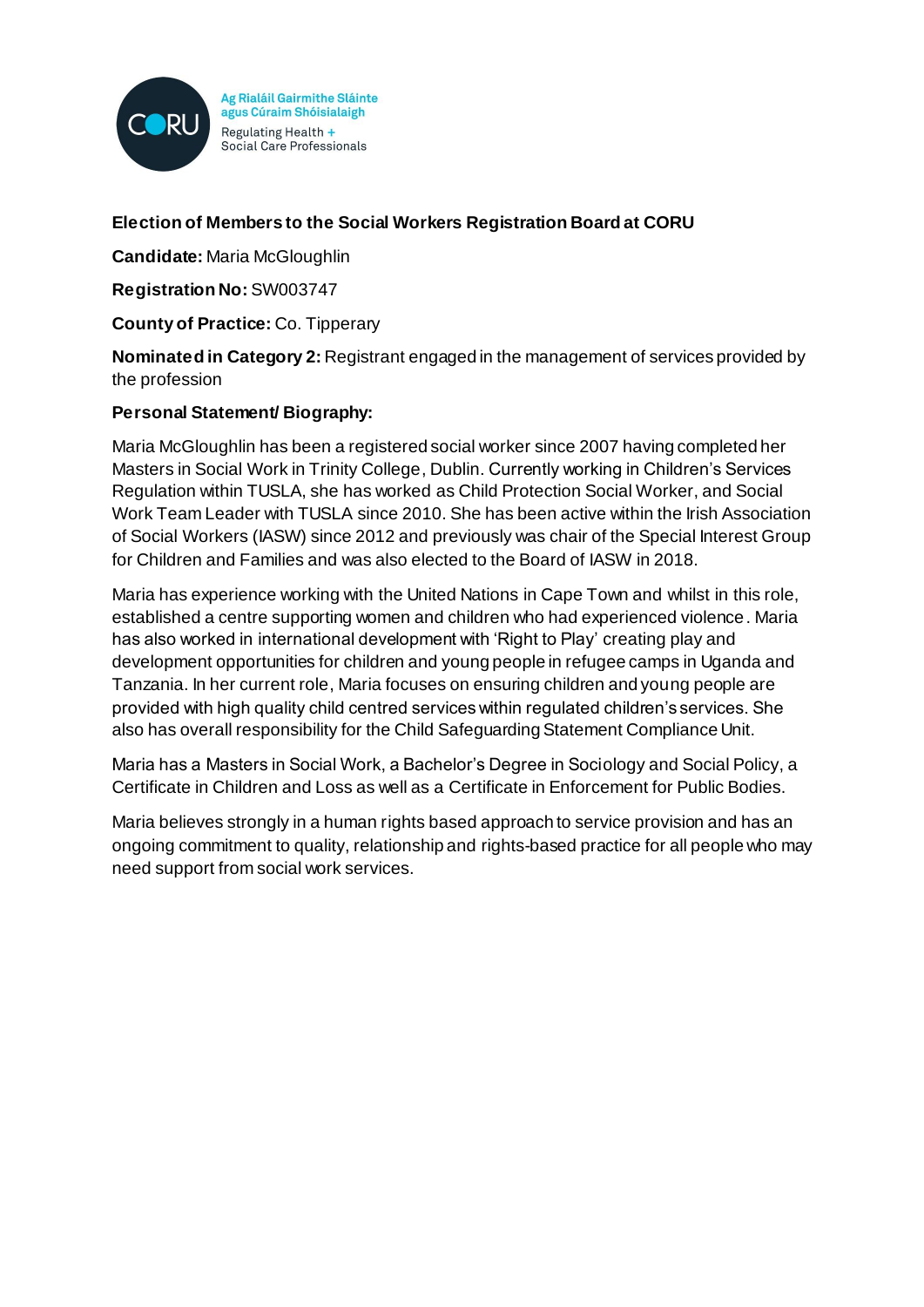Ag Rialáil Gairmithe Sláinte agus Cúraim Shóisialaigh

Regulating Health + Social Care Professionals

**Election of Members to the Social Workers Registration Board at CORU**

**Candidate:** Maria McGloughlin

**Registration No:** SW003747

**County of Practice:** Co. Tipperary

**Nominated in Category 2:** Registrant engaged in the management of services provided by the profession

**Personal Statement/ Biography:**

Maria McGloughlin has been a registered social worker since 2007 having completed her Masters in Social Work in Trinity College, Dublin. Currently working in Children's Services Regulation within TUSLA, she has worked as Child Protection Social Worker, and Social Work Team Leader with TUSLA since 2010. She has been active within the Irish Association of Social Workers (IASW) since 2012 and previously was chair of the Special Interest Group for Children and Families and was also elected to the Board of IASW in 2018.

Maria has experience working with the United Nations in Cape Town and whilst in this role, established a centre supporting women and children who had experienced violence. Maria has also worked in international development with 'Right to Play' creating play and development opportunities for children and young people in refugee camps in Uganda and Tanzania. In her current role, Maria focuses on ensuring children and young people are provided with high quality child centred services within regulated children's services. She also has overall responsibility for the Child Safeguarding Statement Compliance Unit.

Maria has a Masters in Social Work, a Bachelor's Degree in Sociology and Social Policy, a Certificate in Children and Loss as well as a Certificate in Enforcement for Public Bodies.

Maria believes strongly in a human rights based approach to service provision and has an ongoing commitment to quality, relationship and rights-based practice for all people who may need support from social work services.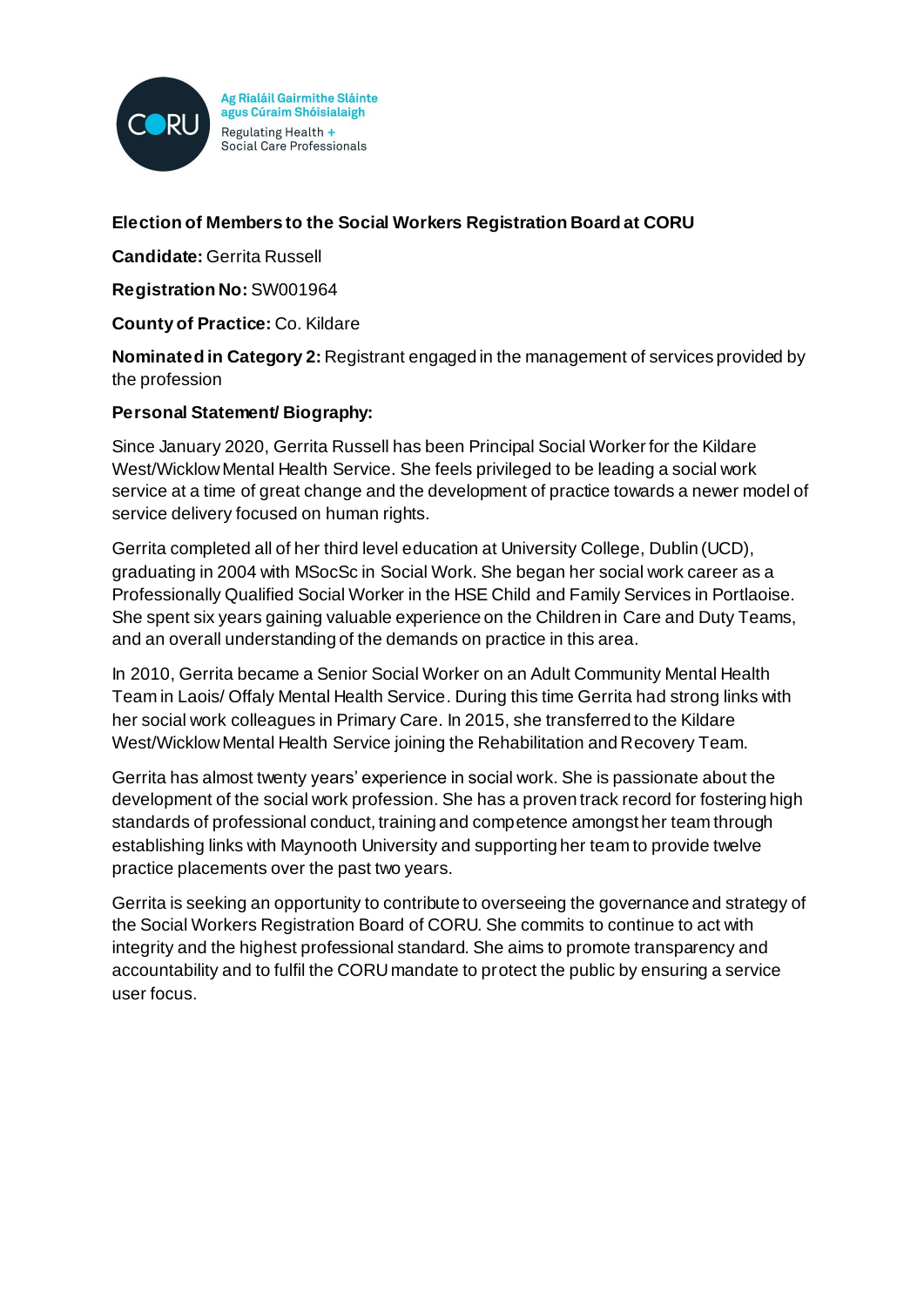Ag Rialáil Gairmithe Sláinte agus Cúraim Shóisialaigh

Regulating Health + Social Care Professionals

**Election of Members to the Social Workers Registration Board at CORU**

**Candidate:** Gerrita Russell

**Registration No:** SW001964

**County of Practice:** Co. Kildare

**Nominated in Category 2:** Registrant engaged in the management of services provided by the profession

**Personal Statement/ Biography:**

Since January 2020, Gerrita Russell has been Principal Social Worker for the Kildare West/Wicklow Mental Health Service. She feels privileged to be leading a social work service at a time of great change and the development of practice towards a newer model of service delivery focused on human rights.

Gerrita completed all of her third level education at University College, Dublin (UCD), graduating in 2004 with MSocSc in Social Work. She began her social work career as a Professionally Qualified Social Worker in the HSE Child and Family Services in Portlaoise. She spent six years gaining valuable experience on the Children in Care and Duty Teams, and an overall understanding of the demands on practice in this area.

In 2010, Gerrita became a Senior Social Worker on an Adult Community Mental Health Team in Laois/ Offaly Mental Health Service. During this time Gerrita had strong links with her social work colleagues in Primary Care. In 2015, she transferred to the Kildare West/Wicklow Mental Health Service joining the Rehabilitation and Recovery Team.

Gerrita has almost twenty years' experience in social work. She is passionate about the development of the social work profession. She has a proven track record for fostering high standards of professional conduct, training and competence amongst her team through establishing links with Maynooth University and supporting her team to provide twelve practice placements over the past two years.

Gerrita is seeking an opportunity to contribute to overseeing the governance and strategy of the Social Workers Registration Board of CORU. She commits to continue to act with integrity and the highest professional standard. She aims to promote transparency and accountability and to fulfil the CORU mandate to protect the public by ensuring a service user focus.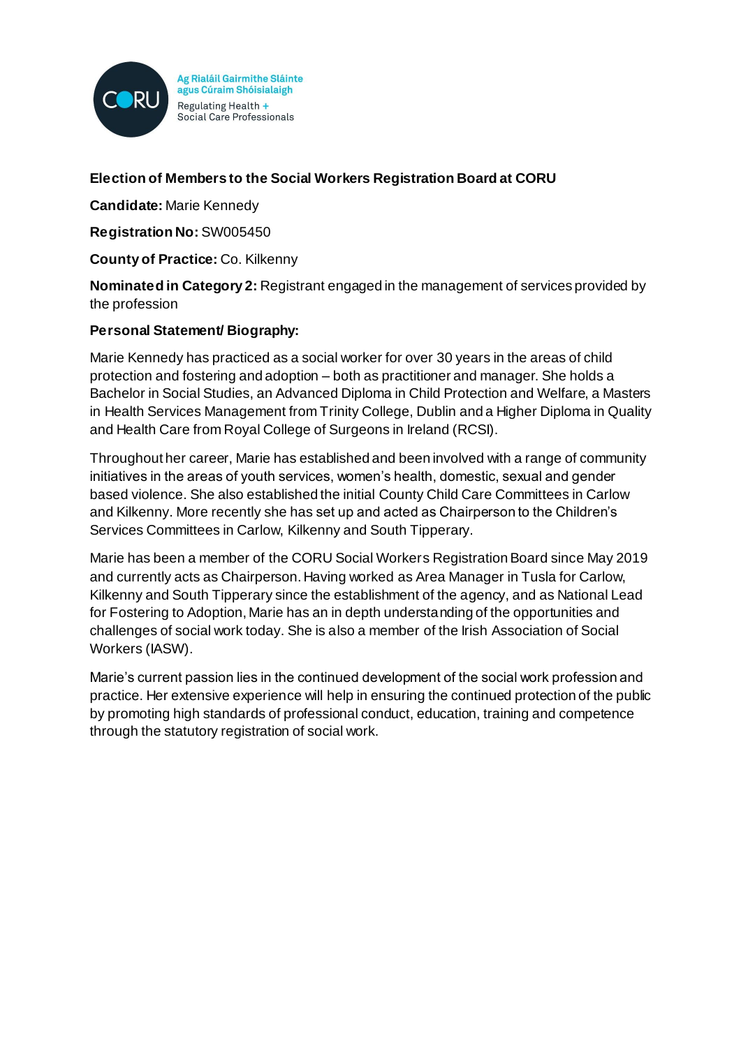Ag Rialáil Gairmithe Sláinte agus Cúraim Shóisialaigh

Regulating Health + Social Care Professionals

**Election of Members to the Social Workers Registration Board at CORU**

**Candidate:** Marie Kennedy

**Registration No:** SW005450

**County of Practice:** Co. Kilkenny

**Nominated in Category 2:** Registrant engaged in the management of services provided by the profession

**Personal Statement/ Biography:**

Marie Kennedy has practiced as a social worker for over 30 years in the areas of child protection and fostering and adoption – both as practitioner and manager. She holds a Bachelor in Social Studies, an Advanced Diploma in Child Protection and Welfare, a Masters in Health Services Management from Trinity College, Dublin and a Higher Diploma in Quality and Health Care from Royal College of Surgeons in Ireland (RCSI).

Throughout her career, Marie has established and been involved with a range of community initiatives in the areas of youth services, women's health, domestic, sexual and gender based violence. She also established the initial County Child Care Committees in Carlow and Kilkenny. More recently she has set up and acted as Chairperson to the Children's Services Committees in Carlow, Kilkenny and South Tipperary.

Marie has been a member of the CORU Social Workers Registration Board since May 2019 and currently acts as Chairperson. Having worked as Area Manager in Tusla for Carlow, Kilkenny and South Tipperary since the establishment of the agency, and as National Lead for Fostering to Adoption, Marie has an in depth understanding of the opportunities and challenges of social work today. She is also a member of the Irish Association of Social Workers (IASW).

Marie's current passion lies in the continued development of the social work profession and practice. Her extensive experience will help in ensuring the continued protection of the public by promoting high standards of professional conduct, education, training and competence through the statutory registration of social work.